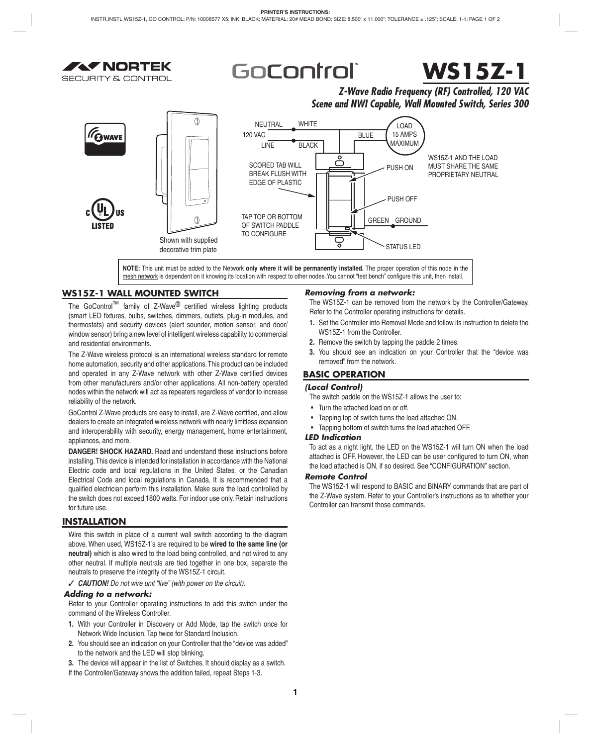# WS15Z-1

***Z-Wave Radio Frequency (RF) Controlled, 120 VAC Scene and NWI Capable, Wall Mounted Switch, Series 300***

NEUTRAL WHITE
120 VAC
LINE BLACK
BLUE
LOAD 15 AMPS MAXIMUM
WS15Z-1 AND THE LOAD MUST SHARE THE SAME PROPRIETARY NEUTRAL
SCORED TAB WILL BREAK FLUSH WITH EDGE OF PLASTIC
PUSH ON
PUSH OFF
TAP TOP OR BOTTOM OF SWITCH PADDLE TO CONFIGURE
GREEN GROUND
STATUS LED

Shown with supplied decorative trim plate

**NOTE:** This unit must be added to the Network **only where it will be permanently installed.** The proper operation of this node in the mesh network is dependent on it knowing its location with respect to other nodes. You cannot "test bench" configure this unit, then install.

## WS15Z-1 WALL MOUNTED SWITCH

The GoControl™ family of Z-Wave® certified wireless lighting products (smart LED fixtures, bulbs, switches, dimmers, outlets, plug-in modules, and thermostats) and security devices (alert sounder, motion sensor, and door/window sensor) bring a new level of intelligent wireless capability to commercial and residential environments.

The Z-Wave wireless protocol is an international wireless standard for remote home automation, security and other applications. This product can be included and operated in any Z-Wave network with other Z-Wave certified devices from other manufacturers and/or other applications. All non-battery operated nodes within the network will act as repeaters regardless of vendor to increase reliability of the network.

GoControl Z-Wave products are easy to install, are Z-Wave certified, and allow dealers to create an integrated wireless network with nearly limitless expansion and interoperability with security, energy management, home entertainment, appliances, and more.

**DANGER! SHOCK HAZARD.** Read and understand these instructions before installing. This device is intended for installation in accordance with the National Electric code and local regulations in the United States, or the Canadian Electrical Code and local regulations in Canada. It is recommended that a qualified electrician perform this installation. Make sure the load controlled by the switch does not exceed 1800 watts. For indoor use only. Retain instructions for future use.

## INSTALLATION

Wire this switch in place of a current wall switch according to the diagram above. When used, WS15Z-1's are required to be **wired to the same line (or neutral)** which is also wired to the load being controlled, and not wired to any other neutral. If multiple neutrals are tied together in one box, separate the neutrals to preserve the integrity of the WS15Z-1 circuit.

✓ ***CAUTION!*** *Do not wire unit "live" (with power on the circuit).*

### *Adding to a network:*

Refer to your Controller operating instructions to add this switch under the command of the Wireless Controller.

1. With your Controller in Discovery or Add Mode, tap the switch once for Network Wide Inclusion. Tap twice for Standard Inclusion.
2. You should see an indication on your Controller that the "device was added" to the network and the LED will stop blinking.
3. The device will appear in the list of Switches. It should display as a switch.

If the Controller/Gateway shows the addition failed, repeat Steps 1-3.

### *Removing from a network:*

The WS15Z-1 can be removed from the network by the Controller/Gateway. Refer to the Controller operating instructions for details.

1. Set the Controller into Removal Mode and follow its instruction to delete the WS15Z-1 from the Controller.
2. Remove the switch by tapping the paddle 2 times.
3. You should see an indication on your Controller that the "device was removed" from the network.

## BASIC OPERATION

### *(Local Control)*

The switch paddle on the WS15Z-1 allows the user to:

- Turn the attached load on or off.
- Tapping top of switch turns the load attached ON.
- Tapping bottom of switch turns the load attached OFF.

### *LED Indication*

To act as a night light, the LED on the WS15Z-1 will turn ON when the load attached is OFF. However, the LED can be user configured to turn ON, when the load attached is ON, if so desired. See "CONFIGURATION" section.

### *Remote Control*

The WS15Z-1 will respond to BASIC and BINARY commands that are part of the Z-Wave system. Refer to your Controller's instructions as to whether your Controller can transmit those commands.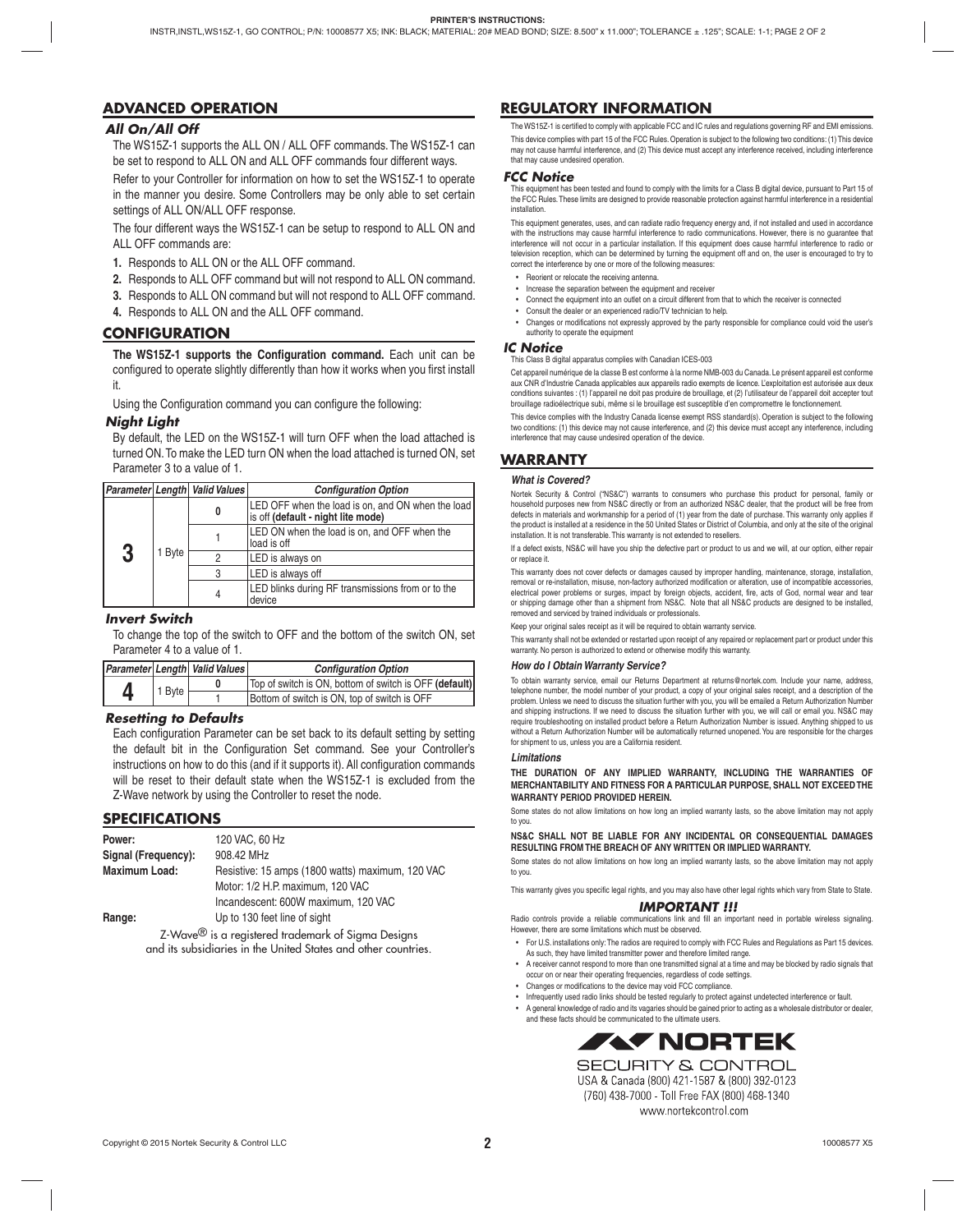## ADVANCED OPERATION

### All On/All Off

The WS15Z-1 supports the ALL ON / ALL OFF commands. The WS15Z-1 can be set to respond to ALL ON and ALL OFF commands four different ways.

Refer to your Controller for information on how to set the WS15Z-1 to operate in the manner you desire. Some Controllers may be only able to set certain settings of ALL ON/ALL OFF response.

The four different ways the WS15Z-1 can be setup to respond to ALL ON and ALL OFF commands are:

1. Responds to ALL ON or the ALL OFF command.
2. Responds to ALL OFF command but will not respond to ALL ON command.
3. Responds to ALL ON command but will not respond to ALL OFF command.
4. Responds to ALL ON and the ALL OFF command.

## CONFIGURATION

**The WS15Z-1 supports the Configuration command.** Each unit can be configured to operate slightly differently than how it works when you first install it.

Using the Configuration command you can configure the following:

### Night Light

By default, the LED on the WS15Z-1 will turn OFF when the load attached is turned ON. To make the LED turn ON when the load attached is turned ON, set Parameter 3 to a value of 1.

| *Parameter* | *Length* | *Valid Values* | *Configuration Option* |
|---|---|---|---|
| **3** | 1 Byte | **0** | LED OFF when the load is on, and ON when the load is off **(default - night lite mode)** |
| | | 1 | LED ON when the load is on, and OFF when the load is off |
| | | 2 | LED is always on |
| | | 3 | LED is always off |
| | | 4 | LED blinks during RF transmissions from or to the device |

### Invert Switch

To change the top of the switch to OFF and the bottom of the switch ON, set Parameter 4 to a value of 1.

| *Parameter* | *Length* | *Valid Values* | *Configuration Option* |
|---|---|---|---|
| **4** | 1 Byte | **0** | Top of switch is ON, bottom of switch is OFF **(default)** |
| | | 1 | Bottom of switch is ON, top of switch is OFF |

### Resetting to Defaults

Each configuration Parameter can be set back to its default setting by setting the default bit in the Configuration Set command. See your Controller's instructions on how to do this (and if it supports it). All configuration commands will be reset to their default state when the WS15Z-1 is excluded from the Z-Wave network by using the Controller to reset the node.

## SPECIFICATIONS

**Power:** 120 VAC, 60 Hz

**Signal (Frequency):** 908.42 MHz

**Maximum Load:** Resistive: 15 amps (1800 watts) maximum, 120 VAC
Motor: 1/2 H.P. maximum, 120 VAC
Incandescent: 600W maximum, 120 VAC

**Range:** Up to 130 feet line of sight

Z-Wave® is a registered trademark of Sigma Designs and its subsidiaries in the United States and other countries.

## REGULATORY INFORMATION

The WS15Z-1 is certified to comply with applicable FCC and IC rules and regulations governing RF and EMI emissions.

This device complies with part 15 of the FCC Rules. Operation is subject to the following two conditions: (1) This device may not cause harmful interference, and (2) This device must accept any interference received, including interference that may cause undesired operation.

### FCC Notice

This equipment has been tested and found to comply with the limits for a Class B digital device, pursuant to Part 15 of the FCC Rules. These limits are designed to provide reasonable protection against harmful interference in a residential installation.

This equipment generates, uses, and can radiate radio frequency energy and, if not installed and used in accordance with the instructions may cause harmful interference to radio communications. However, there is no guarantee that interference will not occur in a particular installation. If this equipment does cause harmful interference to radio or television reception, which can be determined by turning the equipment off and on, the user is encouraged to try to correct the interference by one or more of the following measures:

- Reorient or relocate the receiving antenna.
- Increase the separation between the equipment and receiver
- Connect the equipment into an outlet on a circuit different from that to which the receiver is connected
- Consult the dealer or an experienced radio/TV technician to help.
- Changes or modifications not expressly approved by the party responsible for compliance could void the user's authority to operate the equipment

### IC Notice

This Class B digital apparatus complies with Canadian ICES-003

Cet appareil numérique de la classe B est conforme à la norme NMB-003 du Canada. Le présent appareil est conforme aux CNR d'Industrie Canada applicables aux appareils radio exempts de licence. L'exploitation est autorisée aux deux conditions suivantes : (1) l'appareil ne doit pas produire de brouillage, et (2) l'utilisateur de l'appareil doit accepter tout brouillage radioélectrique subi, même si le brouillage est susceptible d'en compromettre le fonctionnement.

This device complies with the Industry Canada license exempt RSS standard(s). Operation is subject to the following two conditions: (1) this device may not cause interference, and (2) this device must accept any interference, including interference that may cause undesired operation of the device.

## WARRANTY

#### What is Covered?

Nortek Security & Control ("NS&C") warrants to consumers who purchase this product for personal, family or household purposes new from NS&C directly or from an authorized NS&C dealer, that the product will be free from defects in materials and workmanship for a period of (1) year from the date of purchase. This warranty only applies if the product is installed at a residence in the 50 United States or District of Columbia, and only at the site of the original installation. It is not transferable. This warranty is not extended to resellers.

If a defect exists, NS&C will have you ship the defective part or product to us and we will, at our option, either repair or replace it.

This warranty does not cover defects or damages caused by improper handling, maintenance, storage, installation, removal or re-installation, misuse, non-factory authorized modification or alteration, use of incompatible accessories, electrical power problems or surges, impact by foreign objects, accident, fire, acts of God, normal wear and tear or shipping damage other than a shipment from NS&C. Note that all NS&C products are designed to be installed, removed and serviced by trained individuals or professionals.

Keep your original sales receipt as it will be required to obtain warranty service.

This warranty shall not be extended or restarted upon receipt of any repaired or replacement part or product under this warranty. No person is authorized to extend or otherwise modify this warranty.

#### How do I Obtain Warranty Service?

To obtain warranty service, email our Returns Department at returns@nortek.com. Include your name, address, telephone number, the model number of your product, a copy of your original sales receipt, and a description of the problem. Unless we need to discuss the situation further with you, you will be emailed a Return Authorization Number and shipping instructions. If we need to discuss the situation further with you, we will call or email you. NS&C may require troubleshooting on installed product before a Return Authorization Number is issued. Anything shipped to us without a Return Authorization Number will be automatically returned unopened. You are responsible for the charges for shipment to us, unless you are a California resident.

#### Limitations

**THE DURATION OF ANY IMPLIED WARRANTY, INCLUDING THE WARRANTIES OF MERCHANTABILITY AND FITNESS FOR A PARTICULAR PURPOSE, SHALL NOT EXCEED THE WARRANTY PERIOD PROVIDED HEREIN.**

Some states do not allow limitations on how long an implied warranty lasts, so the above limitation may not apply to you.

**NS&C SHALL NOT BE LIABLE FOR ANY INCIDENTAL OR CONSEQUENTIAL DAMAGES RESULTING FROM THE BREACH OF ANY WRITTEN OR IMPLIED WARRANTY.**

Some states do not allow limitations on how long an implied warranty lasts, so the above limitation may not apply to you.

This warranty gives you specific legal rights, and you may also have other legal rights which vary from State to State.

### IMPORTANT !!!

Radio controls provide a reliable communications link and fill an important need in portable wireless signaling. However, there are some limitations which must be observed.

- For U.S. installations only: The radios are required to comply with FCC Rules and Regulations as Part 15 devices. As such, they have limited transmitter power and therefore limited range.
- A receiver cannot respond to more than one transmitted signal at a time and may be blocked by radio signals that occur on or near their operating frequencies, regardless of code settings.
- Changes or modifications to the device may void FCC compliance.
- Infrequently used radio links should be tested regularly to protect against undetected interference or fault.
- A general knowledge of radio and its vagaries should be gained prior to acting as a wholesale distributor or dealer, and these facts should be communicated to the ultimate users.

NORTEK
SECURITY & CONTROL
USA & Canada (800) 421-1587 & (800) 392-0123
(760) 438-7000 - Toll Free FAX (800) 468-1340
www.nortekcontrol.com

Copyright © 2015 Nortek Security & Control LLC

10008577 X5